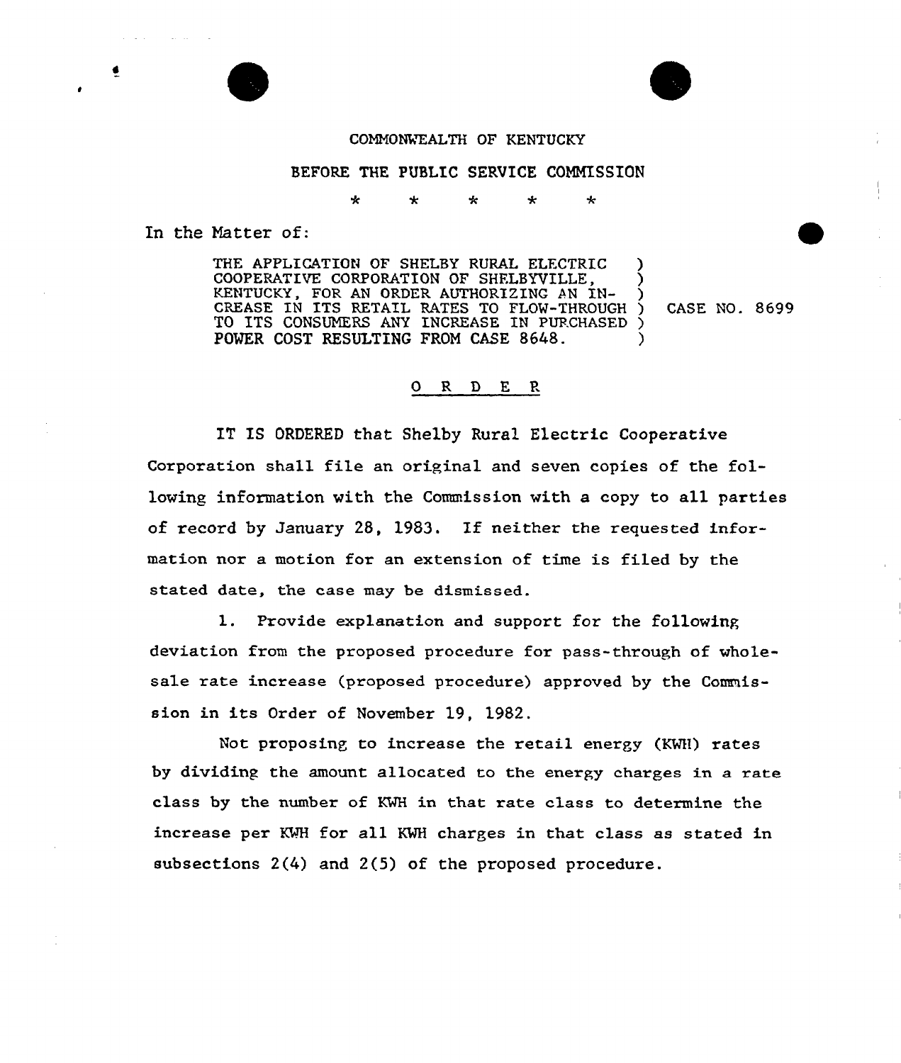COMMONWEALTH OF KENTUCKY

BEFORE THE PUBLIC SERVICE COMMISSION

\* \* \* \* \*

In the Matter of:

| | |
|---|---|
| THE APPLICATION OF SHELBY RURAL ELECTRIC COOPERATIVE CORPORATION OF SHELBYVILLE, KENTUCKY, FOR AN ORDER AUTHORIZING AN INCREASE IN ITS RETAIL RATES TO FLOW-THROUGH TO ITS CONSUMERS ANY INCREASE IN PURCHASED POWER COST RESULTING FROM CASE 8648. | CASE NO. 8699 |

## O R D E R

IT IS ORDERED that Shelby Rural Electric Cooperative Corporation shall file an original and seven copies of the following information with the Commission with a copy to all parties of record by January 28, 1983. If neither the requested information nor a motion for an extension of time is filed by the stated date, the case may be dismissed.

1. Provide explanation and support for the following deviation from the proposed procedure for pass-through of wholesale rate increase (proposed procedure) approved by the Commission in its Order of November 19, 1982.

Not proposing to increase the retail energy (KWH) rates by dividing the amount allocated to the energy charges in a rate class by the number of KWH in that rate class to determine the increase per KWH for all KWH charges in that class as stated in subsections 2(4) and 2(5) of the proposed procedure.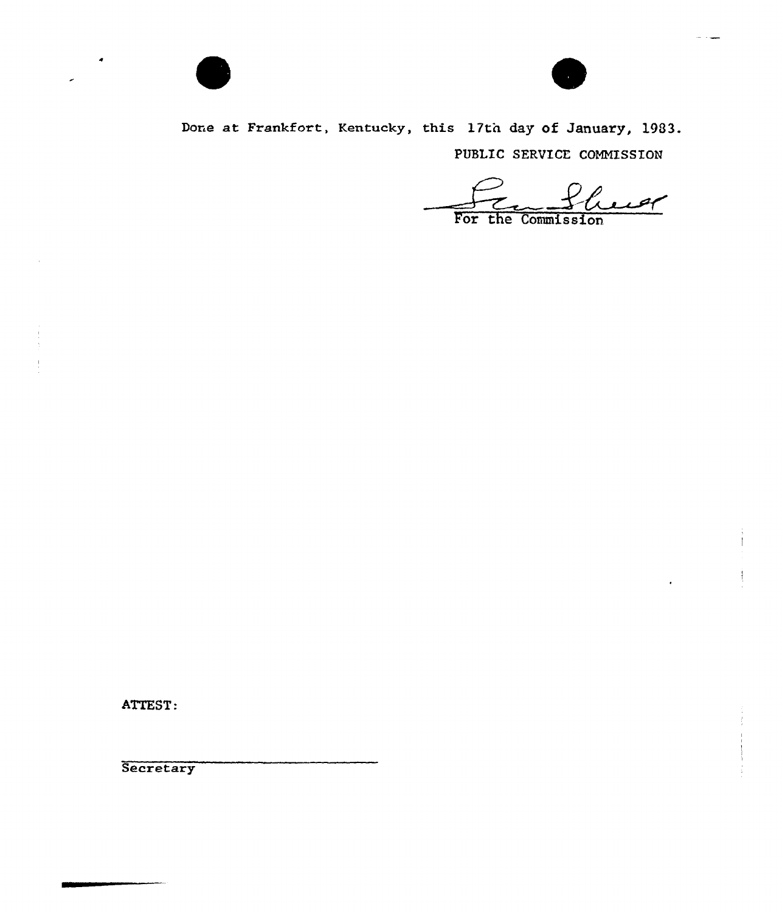Done at Frankfort, Kentucky, this 17th day of January, 1983.

PUBLIC SERVICE COMMISSION

For the Commission

ATTEST:

Secretary